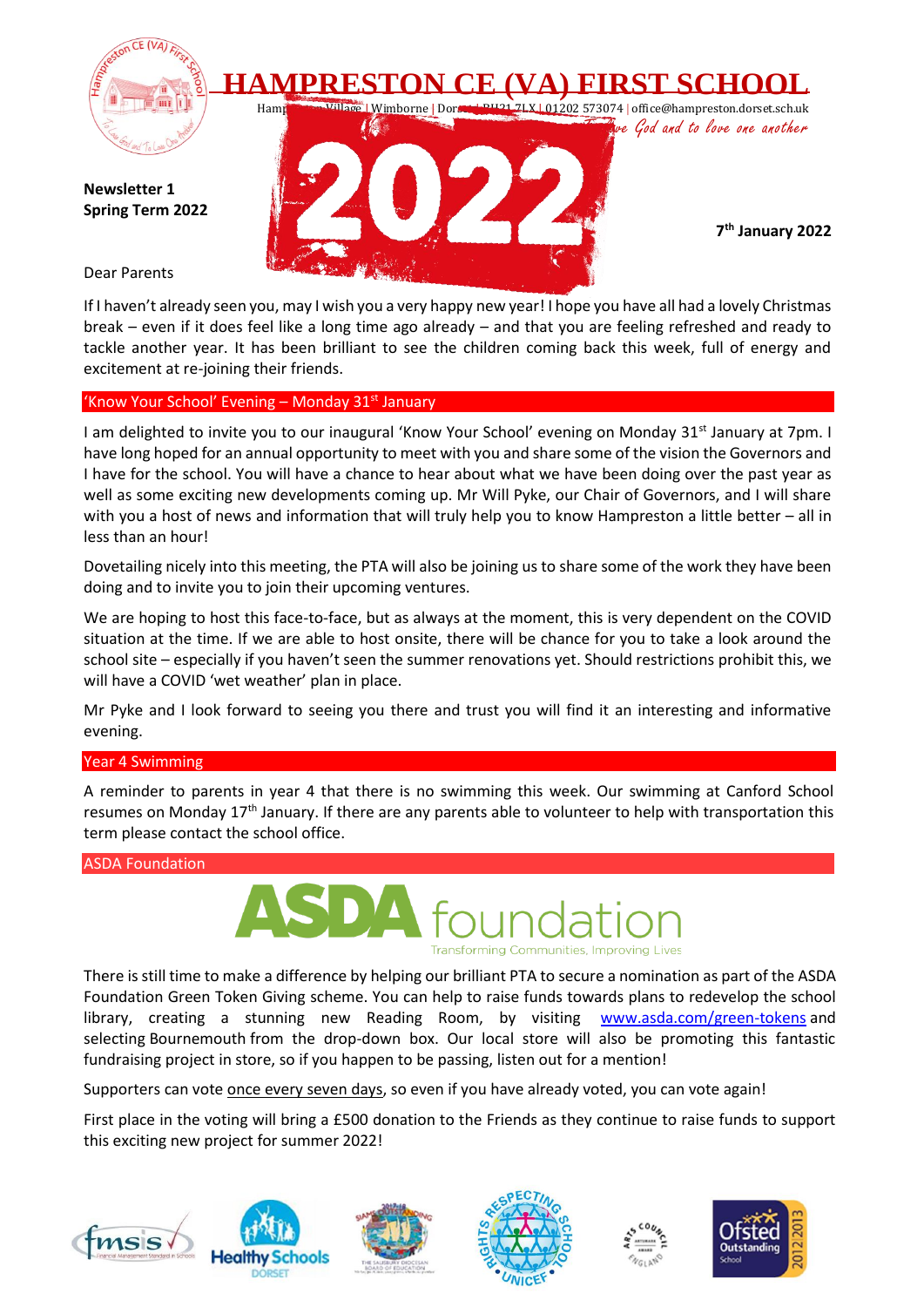# HAMPRESTON CE (VA) FIRST SCHOOL

Hampreston Village | Wimborne | Dorset | BH21 7LX | 01202 573074 | office@hampreston.dorset.sch.uk

*To love God and to love one another*

**Newsletter 1**
**Spring Term 2022**

**7th January 2022**

Dear Parents

If I haven't already seen you, may I wish you a very happy new year! I hope you have all had a lovely Christmas break – even if it does feel like a long time ago already – and that you are feeling refreshed and ready to tackle another year. It has been brilliant to see the children coming back this week, full of energy and excitement at re-joining their friends.

## 'Know Your School' Evening – Monday 31st January

I am delighted to invite you to our inaugural 'Know Your School' evening on Monday 31st January at 7pm. I have long hoped for an annual opportunity to meet with you and share some of the vision the Governors and I have for the school. You will have a chance to hear about what we have been doing over the past year as well as some exciting new developments coming up. Mr Will Pyke, our Chair of Governors, and I will share with you a host of news and information that will truly help you to know Hampreston a little better – all in less than an hour!

Dovetailing nicely into this meeting, the PTA will also be joining us to share some of the work they have been doing and to invite you to join their upcoming ventures.

We are hoping to host this face-to-face, but as always at the moment, this is very dependent on the COVID situation at the time. If we are able to host onsite, there will be chance for you to take a look around the school site – especially if you haven't seen the summer renovations yet. Should restrictions prohibit this, we will have a COVID 'wet weather' plan in place.

Mr Pyke and I look forward to seeing you there and trust you will find it an interesting and informative evening.

## Year 4 Swimming

A reminder to parents in year 4 that there is no swimming this week. Our swimming at Canford School resumes on Monday 17th January. If there are any parents able to volunteer to help with transportation this term please contact the school office.

## ASDA Foundation

ASDA foundation – Transforming Communities, Improving Lives

There is still time to make a difference by helping our brilliant PTA to secure a nomination as part of the ASDA Foundation Green Token Giving scheme. You can help to raise funds towards plans to redevelop the school library, creating a stunning new Reading Room, by visiting [www.asda.com/green-tokens](http://www.asda.com/green-tokens) and selecting Bournemouth from the drop-down box. Our local store will also be promoting this fantastic fundraising project in store, so if you happen to be passing, listen out for a mention!

Supporters can vote once every seven days, so even if you have already voted, you can vote again!

First place in the voting will bring a £500 donation to the Friends as they continue to raise funds to support this exciting new project for summer 2022!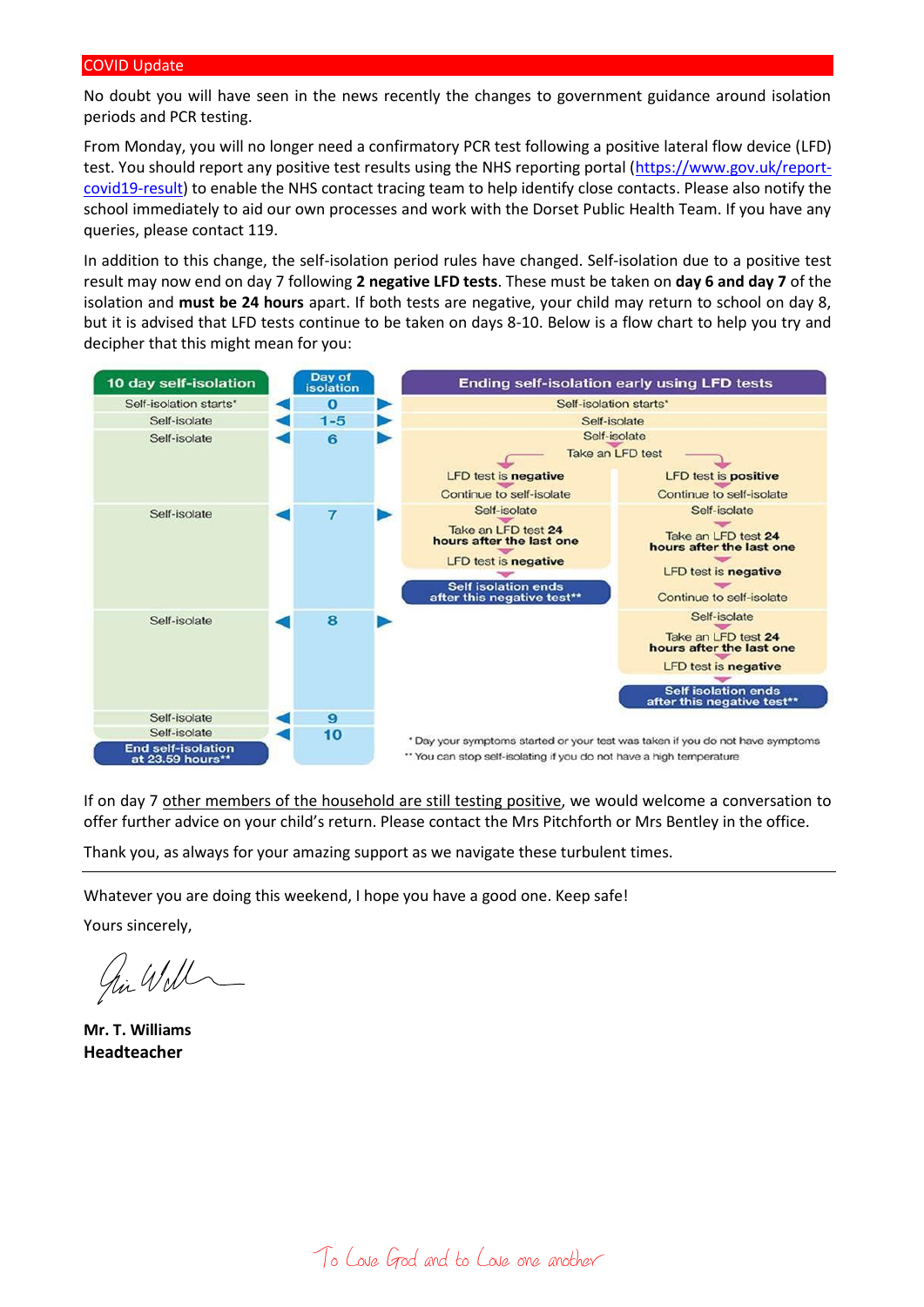## COVID Update

No doubt you will have seen in the news recently the changes to government guidance around isolation periods and PCR testing.

From Monday, you will no longer need a confirmatory PCR test following a positive lateral flow device (LFD) test. You should report any positive test results using the NHS reporting portal (https://www.gov.uk/report-covid19-result) to enable the NHS contact tracing team to help identify close contacts. Please also notify the school immediately to aid our own processes and work with the Dorset Public Health Team. If you have any queries, please contact 119.

In addition to this change, the self-isolation period rules have changed. Self-isolation due to a positive test result may now end on day 7 following **2 negative LFD tests**. These must be taken on **day 6 and day 7** of the isolation and **must be 24 hours** apart. If both tests are negative, your child may return to school on day 8, but it is advised that LFD tests continue to be taken on days 8-10. Below is a flow chart to help you try and decipher that this might mean for you:

| 10 day self-isolation | Day of isolation | Ending self-isolation early using LFD tests | |
|---|---|---|---|
| Self-isolation starts* | 0 | Self-isolation starts* | |
| Self-isolate | 1-5 | Self-isolate | |
| Self-isolate | 6 | Self-isolate<br>Take an LFD test | |
| | | LFD test is **negative**<br>Continue to self-isolate | LFD test is **positive**<br>Continue to self-isolate |
| Self-isolate | 7 | Self-isolate<br>Take an LFD test **24 hours after the last one**<br>LFD test is **negative**<br>**Self isolation ends after this negative test**** | Self-isolate<br>Take an LFD test **24 hours after the last one**<br>LFD test is **negative**<br>Continue to self-isolate |
| Self-isolate | 8 | | Self-isolate<br>Take an LFD test **24 hours after the last one**<br>LFD test is **negative**<br>**Self isolation ends after this negative test**** |
| Self-isolate | 9 | | |
| Self-isolate<br>**End self-isolation at 23.59 hours**** | 10 | | |

\* Day your symptoms started or your test was taken if you do not have symptoms
\*\* You can stop self-isolating if you do not have a high temperature

If on day 7 other members of the household are still testing positive, we would welcome a conversation to offer further advice on your child's return. Please contact the Mrs Pitchforth or Mrs Bentley in the office.

Thank you, as always for your amazing support as we navigate these turbulent times.

---

Whatever you are doing this weekend, I hope you have a good one. Keep safe!

Yours sincerely,

**Mr. T. Williams**
**Headteacher**

To Love God and to Love one another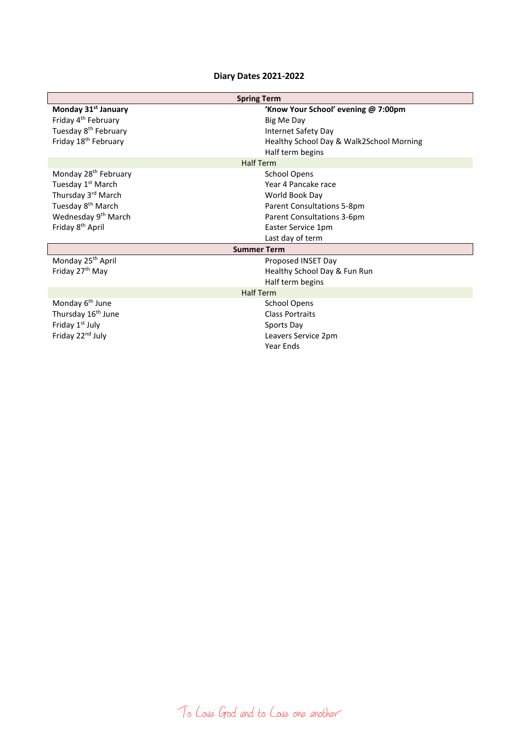**Diary Dates 2021-2022**

| | |
|---|---|
| **Spring Term** | |
| **Monday 31st January** | **'Know Your School' evening @ 7:00pm** |
| Friday 4th February | Big Me Day |
| Tuesday 8th February | Internet Safety Day |
| Friday 18th February | Healthy School Day & Walk2School Morning |
| | Half term begins |
| Half Term | |
| Monday 28th February | School Opens |
| Tuesday 1st March | Year 4 Pancake race |
| Thursday 3rd March | World Book Day |
| Tuesday 8th March | Parent Consultations 5-8pm |
| Wednesday 9th March | Parent Consultations 3-6pm |
| Friday 8th April | Easter Service 1pm |
| | Last day of term |
| **Summer Term** | |
| Monday 25th April | Proposed INSET Day |
| Friday 27th May | Healthy School Day & Fun Run |
| | Half term begins |
| Half Term | |
| Monday 6th June | School Opens |
| Thursday 16th June | Class Portraits |
| Friday 1st July | Sports Day |
| Friday 22nd July | Leavers Service 2pm |
| | Year Ends |

To Love God and to Love one another